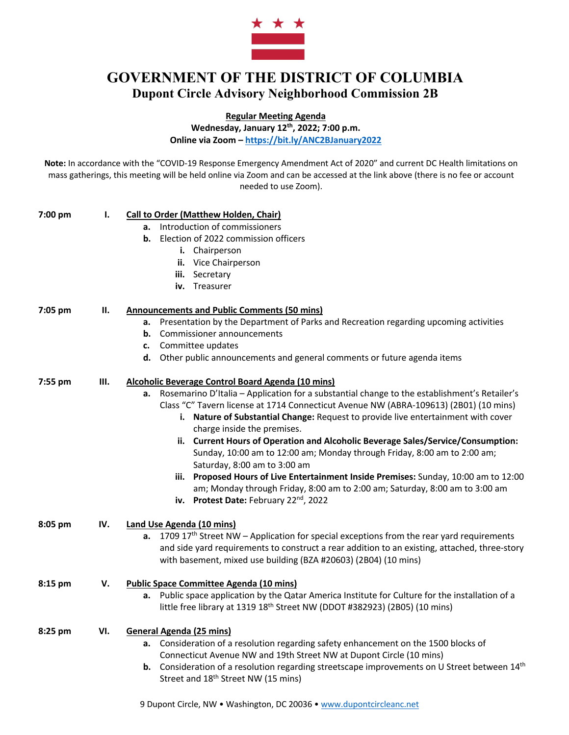# GOVERNMENT OF THE DISTRICT OF COLUMBIA
## Dupont Circle Advisory Neighborhood Commission 2B

**Regular Meeting Agenda**
**Wednesday, January 12th, 2022; 7:00 p.m.**
**Online via Zoom – https://bit.ly/ANC2BJanuary2022**

**Note:** In accordance with the "COVID-19 Response Emergency Amendment Act of 2020" and current DC Health limitations on mass gatherings, this meeting will be held online via Zoom and can be accessed at the link above (there is no fee or account needed to use Zoom).

**7:00 pm — I. Call to Order (Matthew Holden, Chair)**

- **a.** Introduction of commissioners
- **b.** Election of 2022 commission officers
  - **i.** Chairperson
  - **ii.** Vice Chairperson
  - **iii.** Secretary
  - **iv.** Treasurer

**7:05 pm — II. Announcements and Public Comments (50 mins)**

- **a.** Presentation by the Department of Parks and Recreation regarding upcoming activities
- **b.** Commissioner announcements
- **c.** Committee updates
- **d.** Other public announcements and general comments or future agenda items

**7:55 pm — III. Alcoholic Beverage Control Board Agenda (10 mins)**

- **a.** Rosemarino D'Italia – Application for a substantial change to the establishment's Retailer's Class "C" Tavern license at 1714 Connecticut Avenue NW (ABRA-109613) (2B01) (10 mins)
  - **i. Nature of Substantial Change:** Request to provide live entertainment with cover charge inside the premises.
  - **ii. Current Hours of Operation and Alcoholic Beverage Sales/Service/Consumption:** Sunday, 10:00 am to 12:00 am; Monday through Friday, 8:00 am to 2:00 am; Saturday, 8:00 am to 3:00 am
  - **iii. Proposed Hours of Live Entertainment Inside Premises:** Sunday, 10:00 am to 12:00 am; Monday through Friday, 8:00 am to 2:00 am; Saturday, 8:00 am to 3:00 am
  - **iv. Protest Date:** February 22nd, 2022

**8:05 pm — IV. Land Use Agenda (10 mins)**

- **a.** 1709 17th Street NW – Application for special exceptions from the rear yard requirements and side yard requirements to construct a rear addition to an existing, attached, three-story with basement, mixed use building (BZA #20603) (2B04) (10 mins)

**8:15 pm — V. Public Space Committee Agenda (10 mins)**

- **a.** Public space application by the Qatar America Institute for Culture for the installation of a little free library at 1319 18th Street NW (DDOT #382923) (2B05) (10 mins)

**8:25 pm — VI. General Agenda (25 mins)**

- **a.** Consideration of a resolution regarding safety enhancement on the 1500 blocks of Connecticut Avenue NW and 19th Street NW at Dupont Circle (10 mins)
- **b.** Consideration of a resolution regarding streetscape improvements on U Street between 14th Street and 18th Street NW (15 mins)

9 Dupont Circle, NW • Washington, DC 20036 • www.dupontcircleanc.net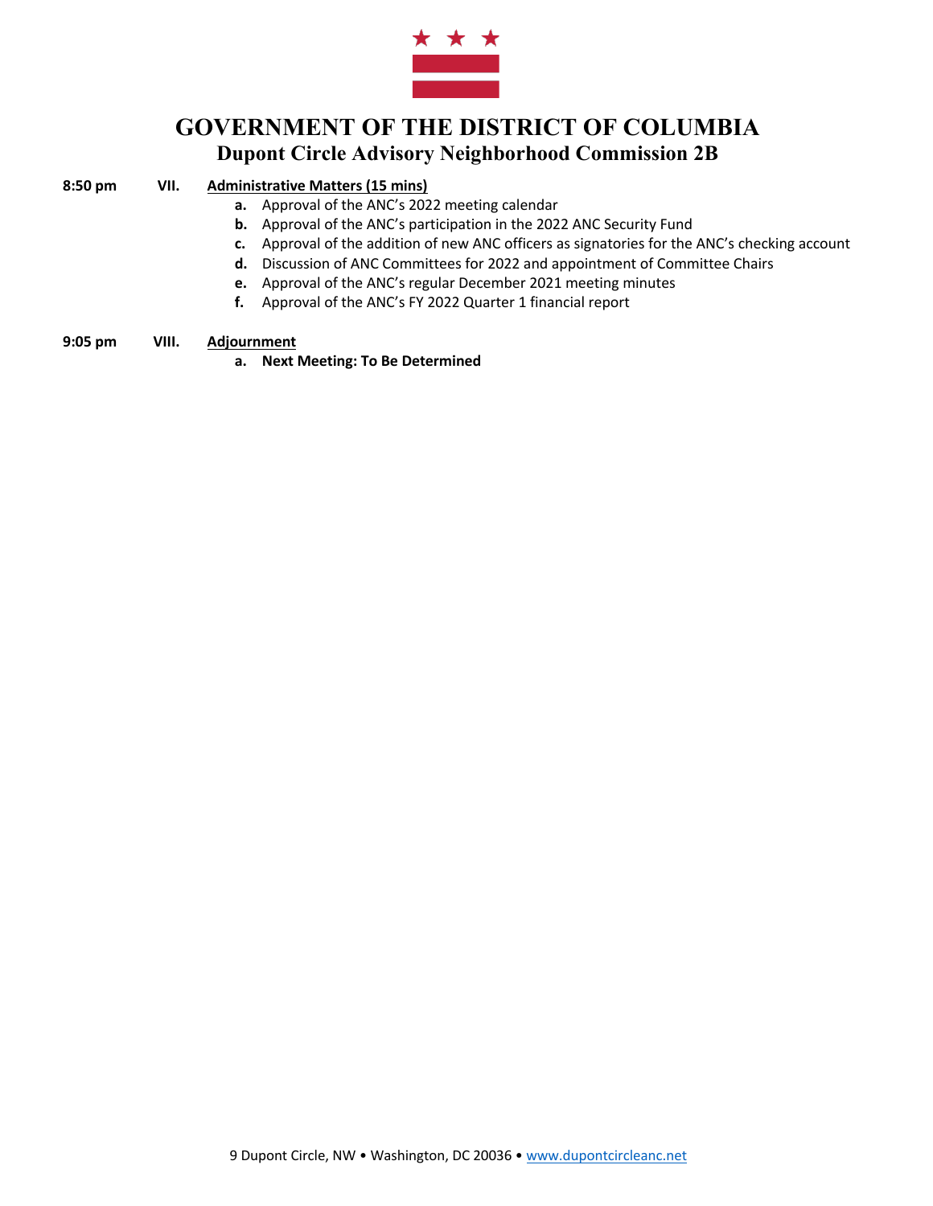# GOVERNMENT OF THE DISTRICT OF COLUMBIA
## Dupont Circle Advisory Neighborhood Commission 2B

**8:50 pm** **VII.** **Administrative Matters (15 mins)**

- **a.** Approval of the ANC's 2022 meeting calendar
- **b.** Approval of the ANC's participation in the 2022 ANC Security Fund
- **c.** Approval of the addition of new ANC officers as signatories for the ANC's checking account
- **d.** Discussion of ANC Committees for 2022 and appointment of Committee Chairs
- **e.** Approval of the ANC's regular December 2021 meeting minutes
- **f.** Approval of the ANC's FY 2022 Quarter 1 financial report

**9:05 pm** **VIII.** **Adjournment**

- **a.** **Next Meeting: To Be Determined**

9 Dupont Circle, NW • Washington, DC 20036 • www.dupontcircleanc.net